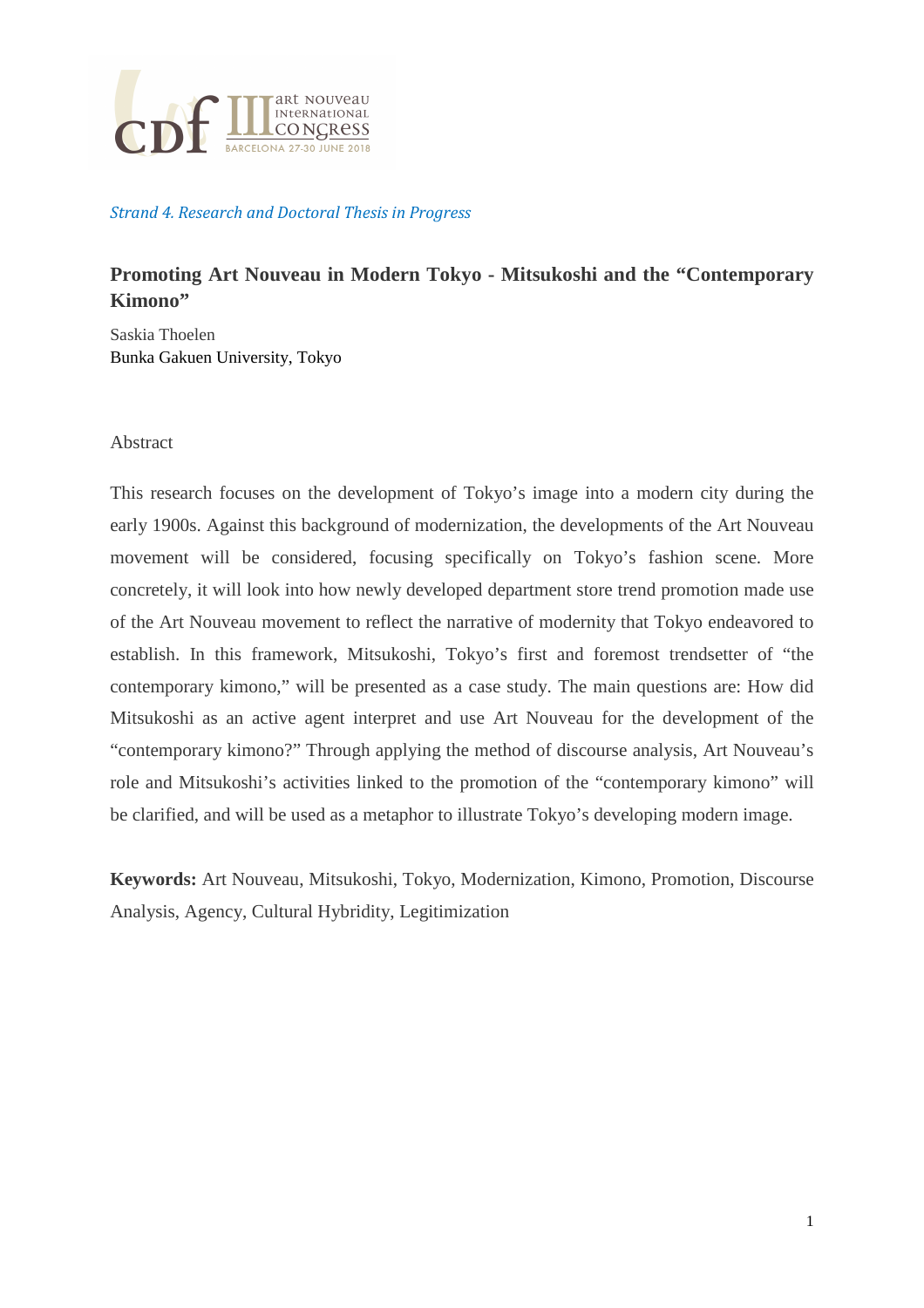*Strand 4. Research and Doctoral Thesis in Progress*

# Promoting Art Nouveau in Modern Tokyo - Mitsukoshi and the "Contemporary Kimono"

Saskia Thoelen
Bunka Gakuen University, Tokyo

## Abstract

This research focuses on the development of Tokyo's image into a modern city during the early 1900s. Against this background of modernization, the developments of the Art Nouveau movement will be considered, focusing specifically on Tokyo's fashion scene. More concretely, it will look into how newly developed department store trend promotion made use of the Art Nouveau movement to reflect the narrative of modernity that Tokyo endeavored to establish. In this framework, Mitsukoshi, Tokyo's first and foremost trendsetter of "the contemporary kimono," will be presented as a case study. The main questions are: How did Mitsukoshi as an active agent interpret and use Art Nouveau for the development of the "contemporary kimono?" Through applying the method of discourse analysis, Art Nouveau's role and Mitsukoshi's activities linked to the promotion of the "contemporary kimono" will be clarified, and will be used as a metaphor to illustrate Tokyo's developing modern image.

**Keywords:** Art Nouveau, Mitsukoshi, Tokyo, Modernization, Kimono, Promotion, Discourse Analysis, Agency, Cultural Hybridity, Legitimization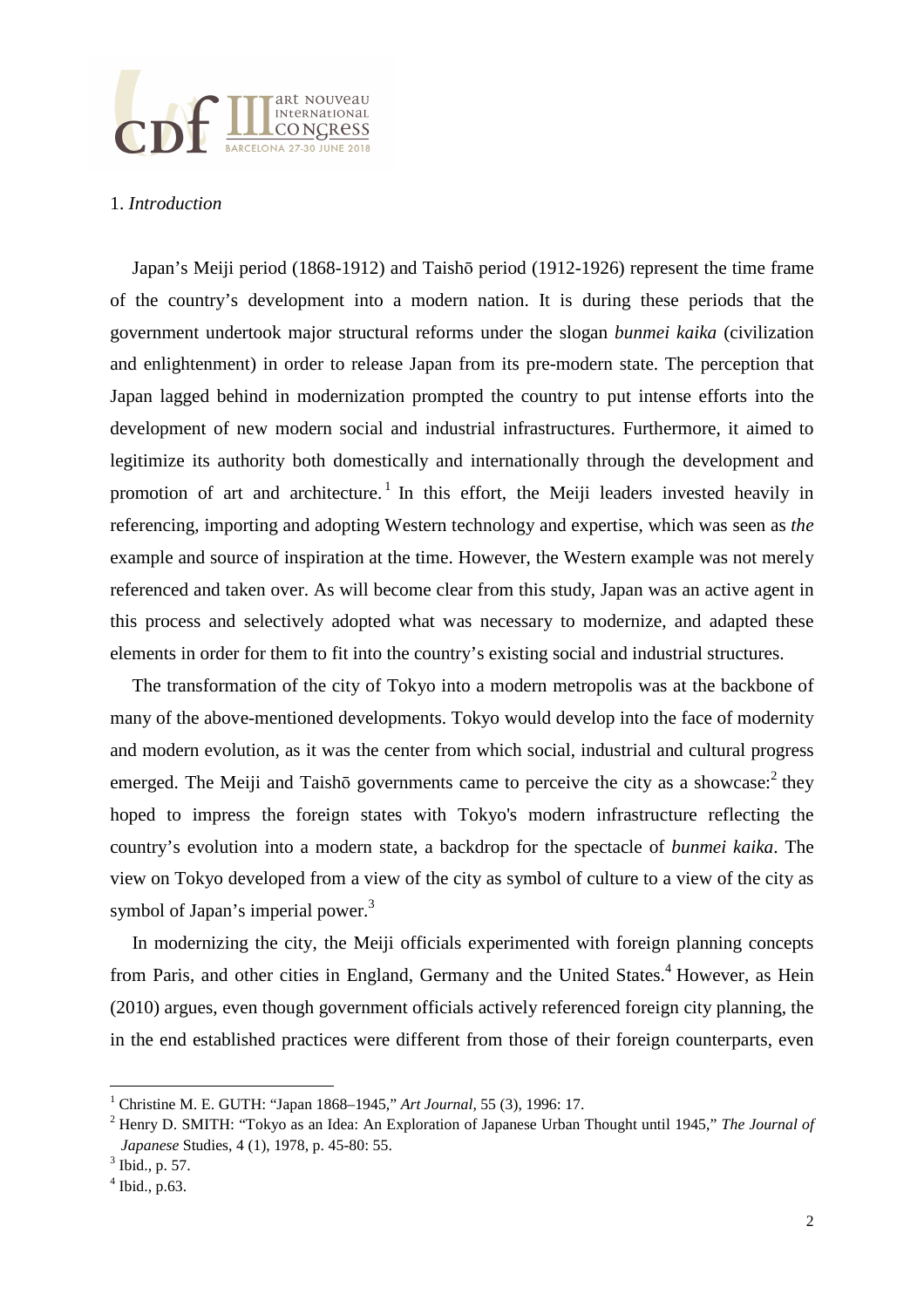1. *Introduction*

Japan's Meiji period (1868-1912) and Taishō period (1912-1926) represent the time frame of the country's development into a modern nation. It is during these periods that the government undertook major structural reforms under the slogan *bunmei kaika* (civilization and enlightenment) in order to release Japan from its pre-modern state. The perception that Japan lagged behind in modernization prompted the country to put intense efforts into the development of new modern social and industrial infrastructures. Furthermore, it aimed to legitimize its authority both domestically and internationally through the development and promotion of art and architecture.[1] In this effort, the Meiji leaders invested heavily in referencing, importing and adopting Western technology and expertise, which was seen as *the* example and source of inspiration at the time. However, the Western example was not merely referenced and taken over. As will become clear from this study, Japan was an active agent in this process and selectively adopted what was necessary to modernize, and adapted these elements in order for them to fit into the country's existing social and industrial structures.

The transformation of the city of Tokyo into a modern metropolis was at the backbone of many of the above-mentioned developments. Tokyo would develop into the face of modernity and modern evolution, as it was the center from which social, industrial and cultural progress emerged. The Meiji and Taishō governments came to perceive the city as a showcase:[2] they hoped to impress the foreign states with Tokyo's modern infrastructure reflecting the country's evolution into a modern state, a backdrop for the spectacle of *bunmei kaika*. The view on Tokyo developed from a view of the city as symbol of culture to a view of the city as symbol of Japan's imperial power.[3]

In modernizing the city, the Meiji officials experimented with foreign planning concepts from Paris, and other cities in England, Germany and the United States.[4] However, as Hein (2010) argues, even though government officials actively referenced foreign city planning, the in the end established practices were different from those of their foreign counterparts, even

---

[1] Christine M. E. GUTH: "Japan 1868–1945," *Art Journal*, 55 (3), 1996: 17.

[2] Henry D. SMITH: "Tokyo as an Idea: An Exploration of Japanese Urban Thought until 1945," *The Journal of Japanese* Studies, 4 (1), 1978, p. 45-80: 55.

[3] Ibid., p. 57.

[4] Ibid., p.63.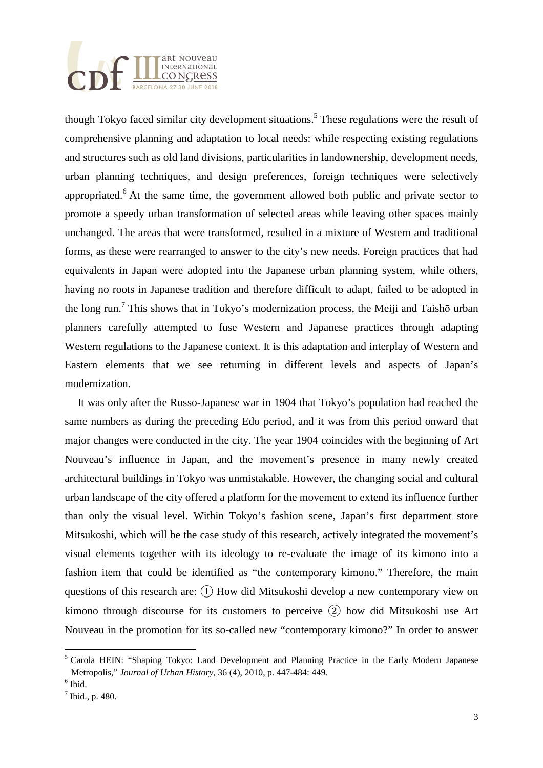though Tokyo faced similar city development situations.[5] These regulations were the result of comprehensive planning and adaptation to local needs: while respecting existing regulations and structures such as old land divisions, particularities in landownership, development needs, urban planning techniques, and design preferences, foreign techniques were selectively appropriated.[6] At the same time, the government allowed both public and private sector to promote a speedy urban transformation of selected areas while leaving other spaces mainly unchanged. The areas that were transformed, resulted in a mixture of Western and traditional forms, as these were rearranged to answer to the city's new needs. Foreign practices that had equivalents in Japan were adopted into the Japanese urban planning system, while others, having no roots in Japanese tradition and therefore difficult to adapt, failed to be adopted in the long run.[7] This shows that in Tokyo's modernization process, the Meiji and Taishō urban planners carefully attempted to fuse Western and Japanese practices through adapting Western regulations to the Japanese context. It is this adaptation and interplay of Western and Eastern elements that we see returning in different levels and aspects of Japan's modernization.

It was only after the Russo-Japanese war in 1904 that Tokyo's population had reached the same numbers as during the preceding Edo period, and it was from this period onward that major changes were conducted in the city. The year 1904 coincides with the beginning of Art Nouveau's influence in Japan, and the movement's presence in many newly created architectural buildings in Tokyo was unmistakable. However, the changing social and cultural urban landscape of the city offered a platform for the movement to extend its influence further than only the visual level. Within Tokyo's fashion scene, Japan's first department store Mitsukoshi, which will be the case study of this research, actively integrated the movement's visual elements together with its ideology to re-evaluate the image of its kimono into a fashion item that could be identified as "the contemporary kimono." Therefore, the main questions of this research are: ① How did Mitsukoshi develop a new contemporary view on kimono through discourse for its customers to perceive ② how did Mitsukoshi use Art Nouveau in the promotion for its so-called new "contemporary kimono?" In order to answer

---

[5] Carola HEIN: "Shaping Tokyo: Land Development and Planning Practice in the Early Modern Japanese Metropolis," *Journal of Urban History*, 36 (4), 2010, p. 447-484: 449.

[6] Ibid.

[7] Ibid., p. 480.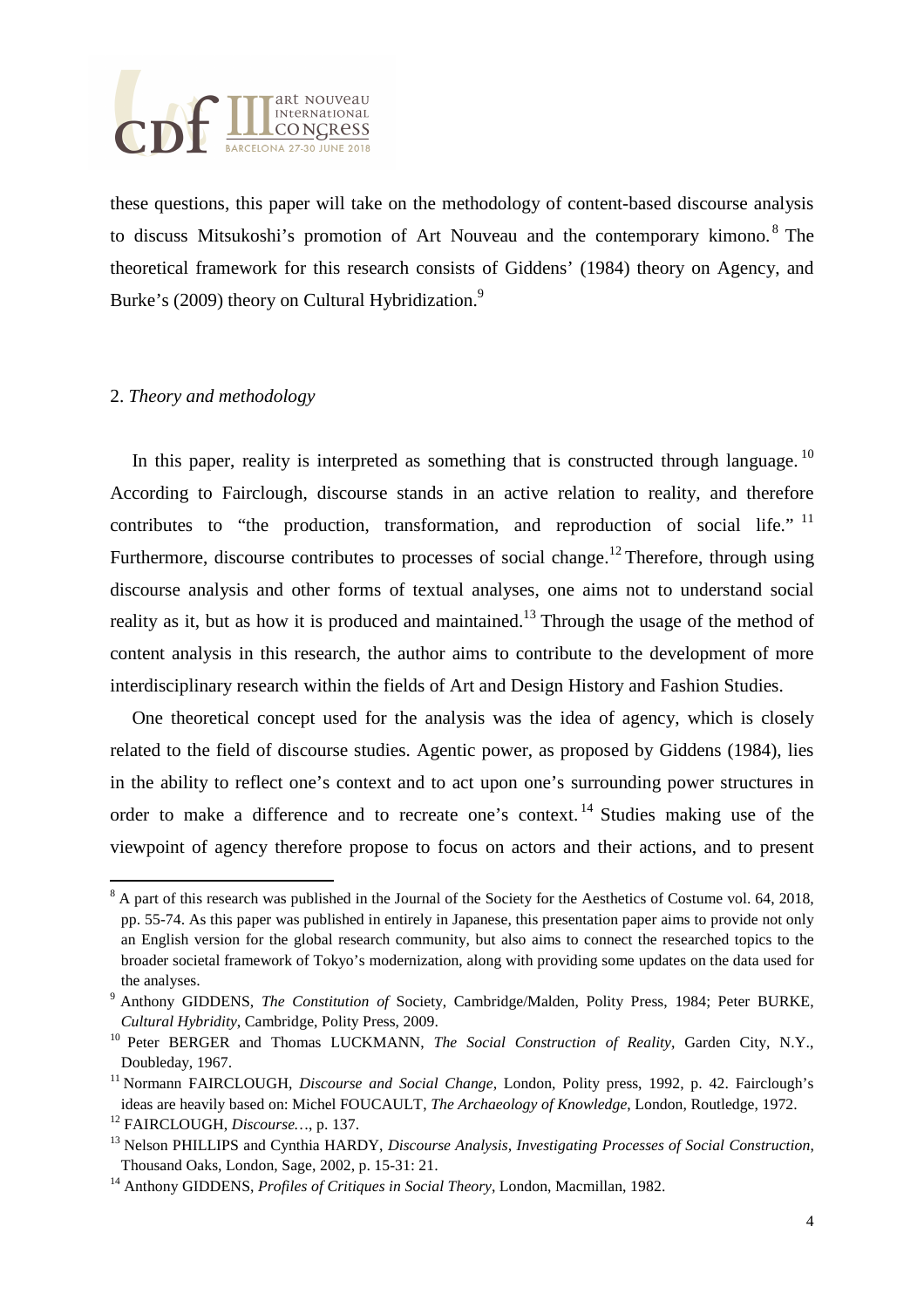these questions, this paper will take on the methodology of content-based discourse analysis to discuss Mitsukoshi's promotion of Art Nouveau and the contemporary kimono.[8] The theoretical framework for this research consists of Giddens' (1984) theory on Agency, and Burke's (2009) theory on Cultural Hybridization.[9]

## 2. *Theory and methodology*

In this paper, reality is interpreted as something that is constructed through language.[10] According to Fairclough, discourse stands in an active relation to reality, and therefore contributes to "the production, transformation, and reproduction of social life."[11] Furthermore, discourse contributes to processes of social change.[12] Therefore, through using discourse analysis and other forms of textual analyses, one aims not to understand social reality as it, but as how it is produced and maintained.[13] Through the usage of the method of content analysis in this research, the author aims to contribute to the development of more interdisciplinary research within the fields of Art and Design History and Fashion Studies.

One theoretical concept used for the analysis was the idea of agency, which is closely related to the field of discourse studies. Agentic power, as proposed by Giddens (1984), lies in the ability to reflect one's context and to act upon one's surrounding power structures in order to make a difference and to recreate one's context.[14] Studies making use of the viewpoint of agency therefore propose to focus on actors and their actions, and to present

---

[8] A part of this research was published in the Journal of the Society for the Aesthetics of Costume vol. 64, 2018, pp. 55-74. As this paper was published in entirely in Japanese, this presentation paper aims to provide not only an English version for the global research community, but also aims to connect the researched topics to the broader societal framework of Tokyo's modernization, along with providing some updates on the data used for the analyses.

[9] Anthony GIDDENS, *The Constitution of* Society, Cambridge/Malden, Polity Press, 1984; Peter BURKE, *Cultural Hybridity*, Cambridge, Polity Press, 2009.

[10] Peter BERGER and Thomas LUCKMANN, *The Social Construction of Reality*, Garden City, N.Y., Doubleday, 1967.

[11] Normann FAIRCLOUGH, *Discourse and Social Change*, London, Polity press, 1992, p. 42. Fairclough's ideas are heavily based on: Michel FOUCAULT, *The Archaeology of Knowledge*, London, Routledge, 1972.

[12] FAIRCLOUGH, *Discourse…*, p. 137.

[13] Nelson PHILLIPS and Cynthia HARDY, *Discourse Analysis, Investigating Processes of Social Construction*, Thousand Oaks, London, Sage, 2002, p. 15-31: 21.

[14] Anthony GIDDENS, *Profiles of Critiques in Social Theory*, London, Macmillan, 1982.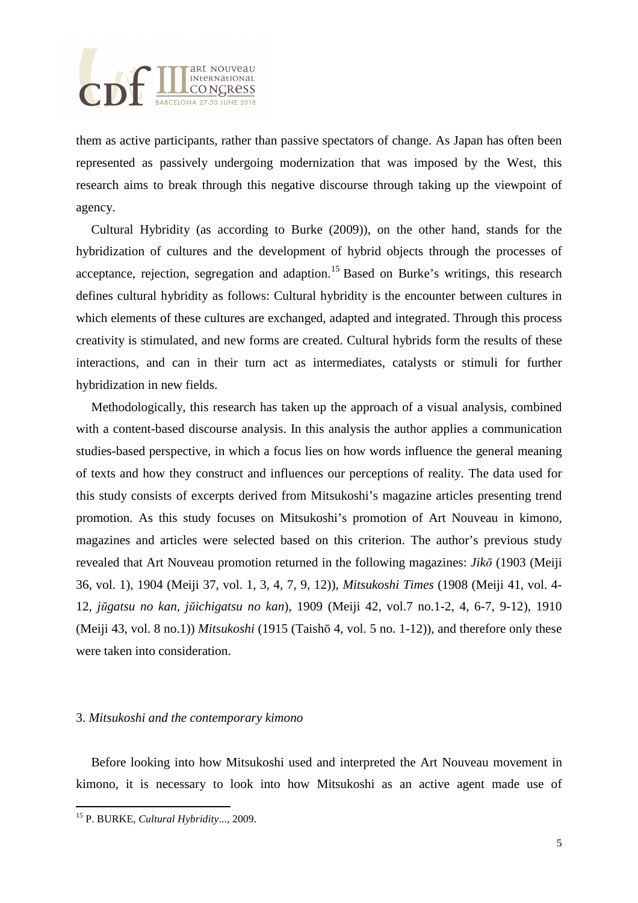them as active participants, rather than passive spectators of change. As Japan has often been represented as passively undergoing modernization that was imposed by the West, this research aims to break through this negative discourse through taking up the viewpoint of agency.

Cultural Hybridity (as according to Burke (2009)), on the other hand, stands for the hybridization of cultures and the development of hybrid objects through the processes of acceptance, rejection, segregation and adaption.[15] Based on Burke's writings, this research defines cultural hybridity as follows: Cultural hybridity is the encounter between cultures in which elements of these cultures are exchanged, adapted and integrated. Through this process creativity is stimulated, and new forms are created. Cultural hybrids form the results of these interactions, and can in their turn act as intermediates, catalysts or stimuli for further hybridization in new fields.

Methodologically, this research has taken up the approach of a visual analysis, combined with a content-based discourse analysis. In this analysis the author applies a communication studies-based perspective, in which a focus lies on how words influence the general meaning of texts and how they construct and influences our perceptions of reality. The data used for this study consists of excerpts derived from Mitsukoshi's magazine articles presenting trend promotion. As this study focuses on Mitsukoshi's promotion of Art Nouveau in kimono, magazines and articles were selected based on this criterion. The author's previous study revealed that Art Nouveau promotion returned in the following magazines: *Jikō* (1903 (Meiji 36, vol. 1), 1904 (Meiji 37, vol. 1, 3, 4, 7, 9, 12)), *Mitsukoshi Times* (1908 (Meiji 41, vol. 4-12, *jūgatsu no kan*, *jūichigatsu no kan*), 1909 (Meiji 42, vol.7 no.1-2, 4, 6-7, 9-12), 1910 (Meiji 43, vol. 8 no.1)) *Mitsukoshi* (1915 (Taishō 4, vol. 5 no. 1-12)), and therefore only these were taken into consideration.

## 3. *Mitsukoshi and the contemporary kimono*

Before looking into how Mitsukoshi used and interpreted the Art Nouveau movement in kimono, it is necessary to look into how Mitsukoshi as an active agent made use of

---

[15] P. BURKE, *Cultural Hybridity*..., 2009.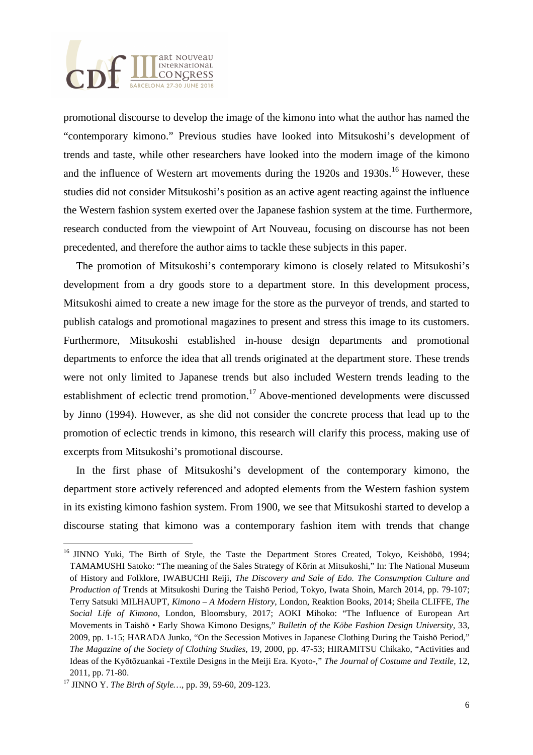promotional discourse to develop the image of the kimono into what the author has named the "contemporary kimono." Previous studies have looked into Mitsukoshi's development of trends and taste, while other researchers have looked into the modern image of the kimono and the influence of Western art movements during the 1920s and 1930s.[16] However, these studies did not consider Mitsukoshi's position as an active agent reacting against the influence the Western fashion system exerted over the Japanese fashion system at the time. Furthermore, research conducted from the viewpoint of Art Nouveau, focusing on discourse has not been precedented, and therefore the author aims to tackle these subjects in this paper.

The promotion of Mitsukoshi's contemporary kimono is closely related to Mitsukoshi's development from a dry goods store to a department store. In this development process, Mitsukoshi aimed to create a new image for the store as the purveyor of trends, and started to publish catalogs and promotional magazines to present and stress this image to its customers. Furthermore, Mitsukoshi established in-house design departments and promotional departments to enforce the idea that all trends originated at the department store. These trends were not only limited to Japanese trends but also included Western trends leading to the establishment of eclectic trend promotion.[17] Above-mentioned developments were discussed by Jinno (1994). However, as she did not consider the concrete process that lead up to the promotion of eclectic trends in kimono, this research will clarify this process, making use of excerpts from Mitsukoshi's promotional discourse.

In the first phase of Mitsukoshi's development of the contemporary kimono, the department store actively referenced and adopted elements from the Western fashion system in its existing kimono fashion system. From 1900, we see that Mitsukoshi started to develop a discourse stating that kimono was a contemporary fashion item with trends that change

---

[16] JINNO Yuki, The Birth of Style, the Taste the Department Stores Created, Tokyo, Keishōbō, 1994; TAMAMUSHI Satoko: "The meaning of the Sales Strategy of Kōrin at Mitsukoshi," In: The National Museum of History and Folklore, IWABUCHI Reiji, *The Discovery and Sale of Edo. The Consumption Culture and Production of* Trends at Mitsukoshi During the Taishō Period, Tokyo, Iwata Shoin, March 2014, pp. 79-107; Terry Satsuki MILHAUPT, *Kimono – A Modern History*, London, Reaktion Books, 2014; Sheila CLIFFE, *The Social Life of Kimono*, London, Bloomsbury, 2017; AOKI Mihoko: "The Influence of European Art Movements in Taishō • Early Showa Kimono Designs," *Bulletin of the Kōbe Fashion Design University*, 33, 2009, pp. 1-15; HARADA Junko, "On the Secession Motives in Japanese Clothing During the Taishō Period," *The Magazine of the Society of Clothing Studies*, 19, 2000, pp. 47-53; HIRAMITSU Chikako, "Activities and Ideas of the Kyōtōzuankai -Textile Designs in the Meiji Era. Kyoto-," *The Journal of Costume and Textile*, 12, 2011, pp. 71-80.

[17] JINNO Y. *The Birth of Style…*, pp. 39, 59-60, 209-123.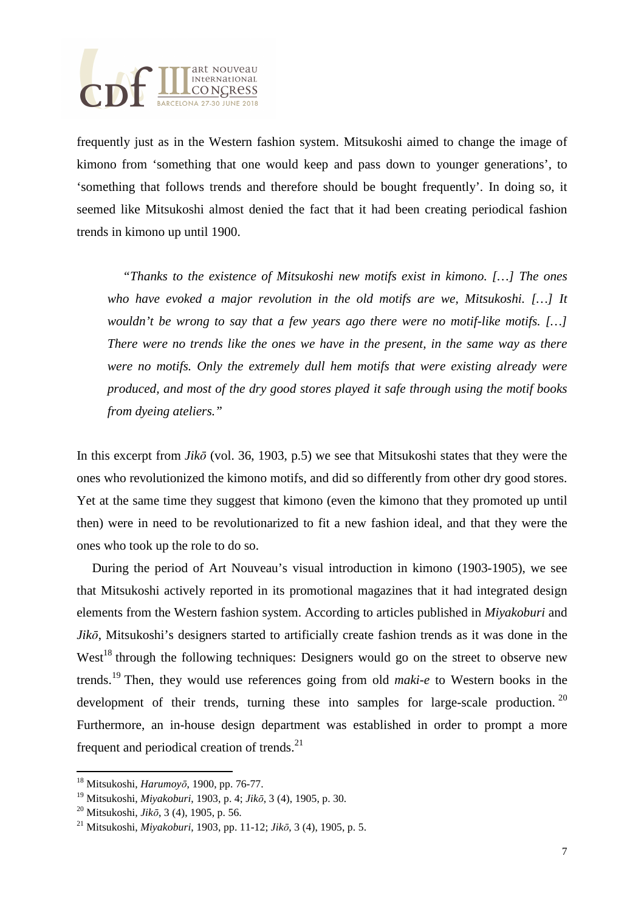frequently just as in the Western fashion system. Mitsukoshi aimed to change the image of kimono from 'something that one would keep and pass down to younger generations', to 'something that follows trends and therefore should be bought frequently'. In doing so, it seemed like Mitsukoshi almost denied the fact that it had been creating periodical fashion trends in kimono up until 1900.

> *"Thanks to the existence of Mitsukoshi new motifs exist in kimono. […] The ones who have evoked a major revolution in the old motifs are we, Mitsukoshi. […] It wouldn't be wrong to say that a few years ago there were no motif-like motifs. […] There were no trends like the ones we have in the present, in the same way as there were no motifs. Only the extremely dull hem motifs that were existing already were produced, and most of the dry good stores played it safe through using the motif books from dyeing ateliers."*

In this excerpt from *Jikō* (vol. 36, 1903, p.5) we see that Mitsukoshi states that they were the ones who revolutionized the kimono motifs, and did so differently from other dry good stores. Yet at the same time they suggest that kimono (even the kimono that they promoted up until then) were in need to be revolutionarized to fit a new fashion ideal, and that they were the ones who took up the role to do so.

During the period of Art Nouveau's visual introduction in kimono (1903-1905), we see that Mitsukoshi actively reported in its promotional magazines that it had integrated design elements from the Western fashion system. According to articles published in *Miyakoburi* and *Jikō*, Mitsukoshi's designers started to artificially create fashion trends as it was done in the West[18] through the following techniques: Designers would go on the street to observe new trends.[19] Then, they would use references going from old *maki-e* to Western books in the development of their trends, turning these into samples for large-scale production.[20] Furthermore, an in-house design department was established in order to prompt a more frequent and periodical creation of trends.[21]

---

[18] Mitsukoshi, *Harumoyō*, 1900, pp. 76-77.

[19] Mitsukoshi, *Miyakoburi*, 1903, p. 4; *Jikō*, 3 (4), 1905, p. 30.

[20] Mitsukoshi, *Jikō*, 3 (4), 1905, p. 56.

[21] Mitsukoshi, *Miyakoburi*, 1903, pp. 11-12; *Jikō*, 3 (4), 1905, p. 5.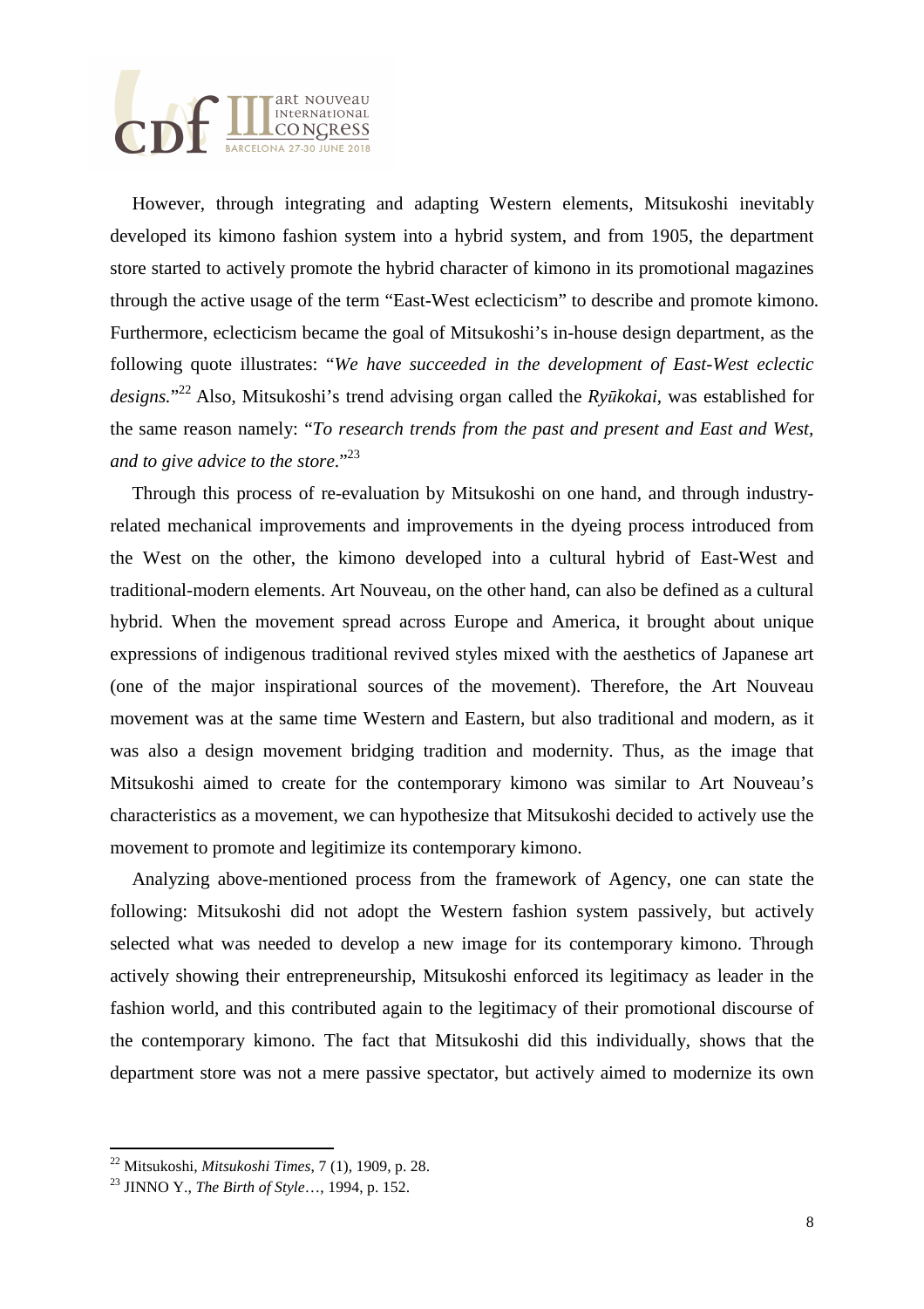However, through integrating and adapting Western elements, Mitsukoshi inevitably developed its kimono fashion system into a hybrid system, and from 1905, the department store started to actively promote the hybrid character of kimono in its promotional magazines through the active usage of the term "East-West eclecticism" to describe and promote kimono. Furthermore, eclecticism became the goal of Mitsukoshi's in-house design department, as the following quote illustrates: "*We have succeeded in the development of East-West eclectic designs.*"[22] Also, Mitsukoshi's trend advising organ called the *Ryūkokai*, was established for the same reason namely: "*To research trends from the past and present and East and West, and to give advice to the store*."[23]

Through this process of re-evaluation by Mitsukoshi on one hand, and through industry-related mechanical improvements and improvements in the dyeing process introduced from the West on the other, the kimono developed into a cultural hybrid of East-West and traditional-modern elements. Art Nouveau, on the other hand, can also be defined as a cultural hybrid. When the movement spread across Europe and America, it brought about unique expressions of indigenous traditional revived styles mixed with the aesthetics of Japanese art (one of the major inspirational sources of the movement). Therefore, the Art Nouveau movement was at the same time Western and Eastern, but also traditional and modern, as it was also a design movement bridging tradition and modernity. Thus, as the image that Mitsukoshi aimed to create for the contemporary kimono was similar to Art Nouveau's characteristics as a movement, we can hypothesize that Mitsukoshi decided to actively use the movement to promote and legitimize its contemporary kimono.

Analyzing above-mentioned process from the framework of Agency, one can state the following: Mitsukoshi did not adopt the Western fashion system passively, but actively selected what was needed to develop a new image for its contemporary kimono. Through actively showing their entrepreneurship, Mitsukoshi enforced its legitimacy as leader in the fashion world, and this contributed again to the legitimacy of their promotional discourse of the contemporary kimono. The fact that Mitsukoshi did this individually, shows that the department store was not a mere passive spectator, but actively aimed to modernize its own

[22] Mitsukoshi, *Mitsukoshi Times*, 7 (1), 1909, p. 28.

[23] JINNO Y., *The Birth of Style*…, 1994, p. 152.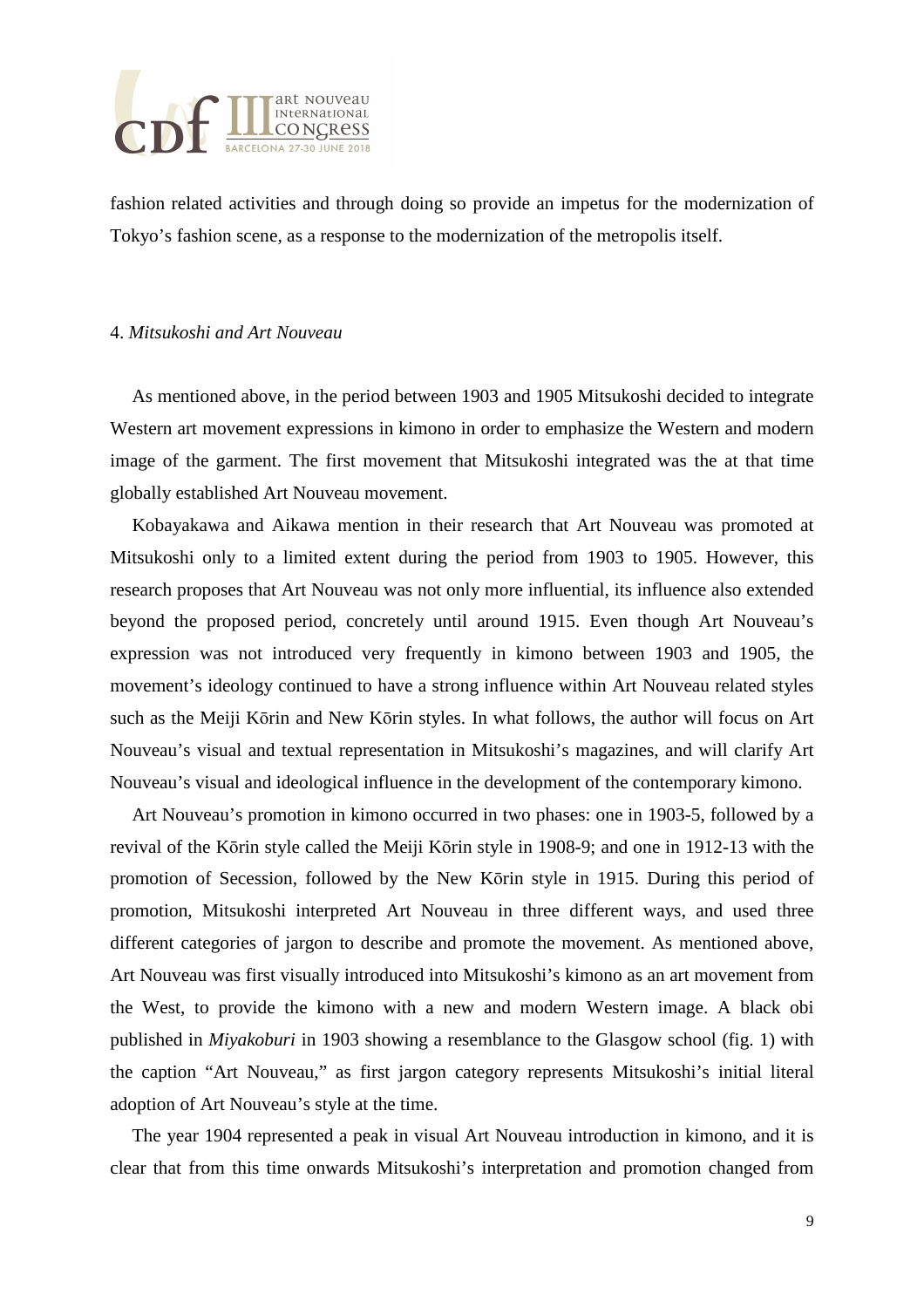fashion related activities and through doing so provide an impetus for the modernization of Tokyo's fashion scene, as a response to the modernization of the metropolis itself.

## 4. *Mitsukoshi and Art Nouveau*

As mentioned above, in the period between 1903 and 1905 Mitsukoshi decided to integrate Western art movement expressions in kimono in order to emphasize the Western and modern image of the garment. The first movement that Mitsukoshi integrated was the at that time globally established Art Nouveau movement.

Kobayakawa and Aikawa mention in their research that Art Nouveau was promoted at Mitsukoshi only to a limited extent during the period from 1903 to 1905. However, this research proposes that Art Nouveau was not only more influential, its influence also extended beyond the proposed period, concretely until around 1915. Even though Art Nouveau's expression was not introduced very frequently in kimono between 1903 and 1905, the movement's ideology continued to have a strong influence within Art Nouveau related styles such as the Meiji Kōrin and New Kōrin styles. In what follows, the author will focus on Art Nouveau's visual and textual representation in Mitsukoshi's magazines, and will clarify Art Nouveau's visual and ideological influence in the development of the contemporary kimono.

Art Nouveau's promotion in kimono occurred in two phases: one in 1903-5, followed by a revival of the Kōrin style called the Meiji Kōrin style in 1908-9; and one in 1912-13 with the promotion of Secession, followed by the New Kōrin style in 1915. During this period of promotion, Mitsukoshi interpreted Art Nouveau in three different ways, and used three different categories of jargon to describe and promote the movement. As mentioned above, Art Nouveau was first visually introduced into Mitsukoshi's kimono as an art movement from the West, to provide the kimono with a new and modern Western image. A black obi published in *Miyakoburi* in 1903 showing a resemblance to the Glasgow school (fig. 1) with the caption "Art Nouveau," as first jargon category represents Mitsukoshi's initial literal adoption of Art Nouveau's style at the time.

The year 1904 represented a peak in visual Art Nouveau introduction in kimono, and it is clear that from this time onwards Mitsukoshi's interpretation and promotion changed from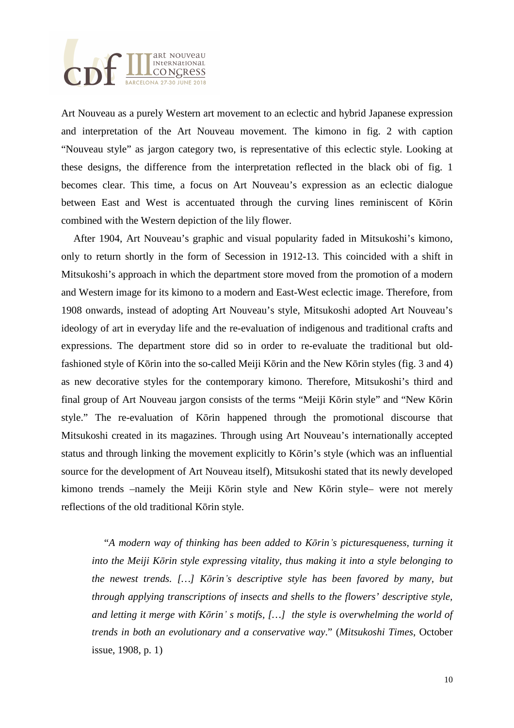Art Nouveau as a purely Western art movement to an eclectic and hybrid Japanese expression and interpretation of the Art Nouveau movement. The kimono in fig. 2 with caption "Nouveau style" as jargon category two, is representative of this eclectic style. Looking at these designs, the difference from the interpretation reflected in the black obi of fig. 1 becomes clear. This time, a focus on Art Nouveau's expression as an eclectic dialogue between East and West is accentuated through the curving lines reminiscent of Kōrin combined with the Western depiction of the lily flower.

After 1904, Art Nouveau's graphic and visual popularity faded in Mitsukoshi's kimono, only to return shortly in the form of Secession in 1912-13. This coincided with a shift in Mitsukoshi's approach in which the department store moved from the promotion of a modern and Western image for its kimono to a modern and East-West eclectic image. Therefore, from 1908 onwards, instead of adopting Art Nouveau's style, Mitsukoshi adopted Art Nouveau's ideology of art in everyday life and the re-evaluation of indigenous and traditional crafts and expressions. The department store did so in order to re-evaluate the traditional but old-fashioned style of Kōrin into the so-called Meiji Kōrin and the New Kōrin styles (fig. 3 and 4) as new decorative styles for the contemporary kimono. Therefore, Mitsukoshi's third and final group of Art Nouveau jargon consists of the terms "Meiji Kōrin style" and "New Kōrin style." The re-evaluation of Kōrin happened through the promotional discourse that Mitsukoshi created in its magazines. Through using Art Nouveau's internationally accepted status and through linking the movement explicitly to Kōrin's style (which was an influential source for the development of Art Nouveau itself), Mitsukoshi stated that its newly developed kimono trends –namely the Meiji Kōrin style and New Kōrin style– were not merely reflections of the old traditional Kōrin style.

> "*A modern way of thinking has been added to Kōrin's picturesqueness, turning it into the Meiji Kōrin style expressing vitality, thus making it into a style belonging to the newest trends. […] Kōrin's descriptive style has been favored by many, but through applying transcriptions of insects and shells to the flowers' descriptive style, and letting it merge with Kōrin' s motifs, […] the style is overwhelming the world of trends in both an evolutionary and a conservative way*." (*Mitsukoshi Times*, October issue, 1908, p. 1)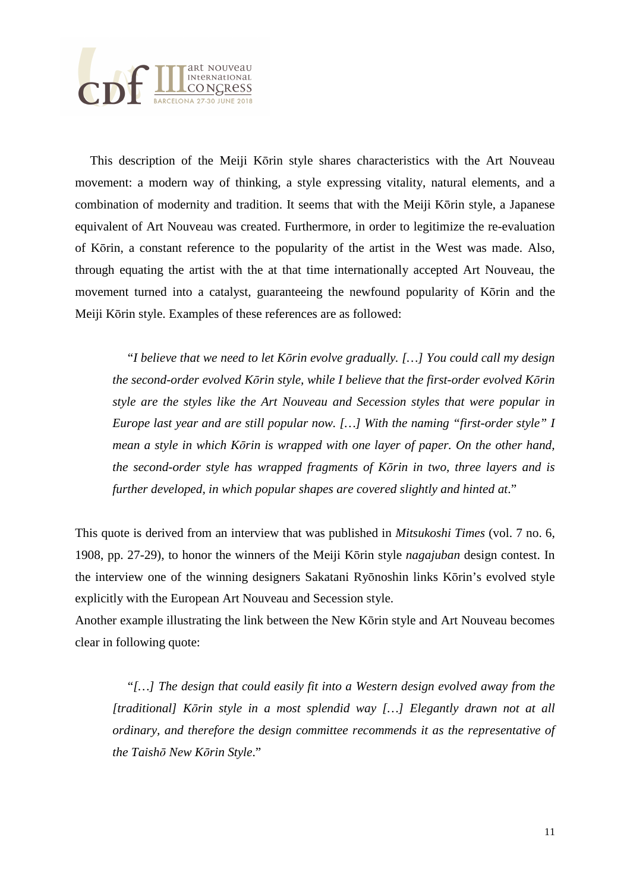This description of the Meiji Kōrin style shares characteristics with the Art Nouveau movement: a modern way of thinking, a style expressing vitality, natural elements, and a combination of modernity and tradition. It seems that with the Meiji Kōrin style, a Japanese equivalent of Art Nouveau was created. Furthermore, in order to legitimize the re-evaluation of Kōrin, a constant reference to the popularity of the artist in the West was made. Also, through equating the artist with the at that time internationally accepted Art Nouveau, the movement turned into a catalyst, guaranteeing the newfound popularity of Kōrin and the Meiji Kōrin style. Examples of these references are as followed:

> "*I believe that we need to let Kōrin evolve gradually. […] You could call my design the second-order evolved Kōrin style, while I believe that the first-order evolved Kōrin style are the styles like the Art Nouveau and Secession styles that were popular in Europe last year and are still popular now. […] With the naming "first-order style" I mean a style in which Kōrin is wrapped with one layer of paper. On the other hand, the second-order style has wrapped fragments of Kōrin in two, three layers and is further developed, in which popular shapes are covered slightly and hinted at*."

This quote is derived from an interview that was published in *Mitsukoshi Times* (vol. 7 no. 6, 1908, pp. 27-29), to honor the winners of the Meiji Kōrin style *nagajuban* design contest. In the interview one of the winning designers Sakatani Ryōnoshin links Kōrin's evolved style explicitly with the European Art Nouveau and Secession style.

Another example illustrating the link between the New Kōrin style and Art Nouveau becomes clear in following quote:

> "*[…] The design that could easily fit into a Western design evolved away from the [traditional] Kōrin style in a most splendid way […] Elegantly drawn not at all ordinary, and therefore the design committee recommends it as the representative of the Taishō New Kōrin Style*."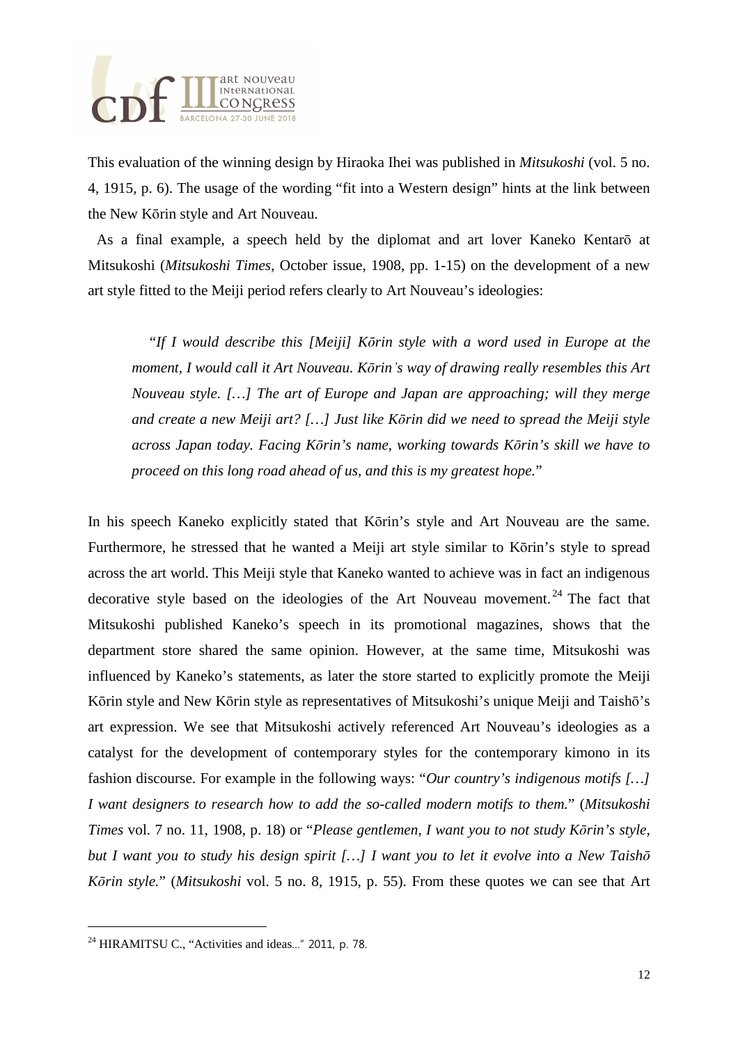This evaluation of the winning design by Hiraoka Ihei was published in *Mitsukoshi* (vol. 5 no. 4, 1915, p. 6). The usage of the wording "fit into a Western design" hints at the link between the New Kōrin style and Art Nouveau.

As a final example, a speech held by the diplomat and art lover Kaneko Kentarō at Mitsukoshi (*Mitsukoshi Times*, October issue, 1908, pp. 1-15) on the development of a new art style fitted to the Meiji period refers clearly to Art Nouveau's ideologies:

> "*If I would describe this [Meiji] Kōrin style with a word used in Europe at the moment, I would call it Art Nouveau. Kōrin's way of drawing really resembles this Art Nouveau style. […] The art of Europe and Japan are approaching; will they merge and create a new Meiji art? […] Just like Kōrin did we need to spread the Meiji style across Japan today. Facing Kōrin's name, working towards Kōrin's skill we have to proceed on this long road ahead of us, and this is my greatest hope.*"

In his speech Kaneko explicitly stated that Kōrin's style and Art Nouveau are the same. Furthermore, he stressed that he wanted a Meiji art style similar to Kōrin's style to spread across the art world. This Meiji style that Kaneko wanted to achieve was in fact an indigenous decorative style based on the ideologies of the Art Nouveau movement.[24] The fact that Mitsukoshi published Kaneko's speech in its promotional magazines, shows that the department store shared the same opinion. However, at the same time, Mitsukoshi was influenced by Kaneko's statements, as later the store started to explicitly promote the Meiji Kōrin style and New Kōrin style as representatives of Mitsukoshi's unique Meiji and Taishō's art expression. We see that Mitsukoshi actively referenced Art Nouveau's ideologies as a catalyst for the development of contemporary styles for the contemporary kimono in its fashion discourse. For example in the following ways: "*Our country's indigenous motifs […] I want designers to research how to add the so-called modern motifs to them.*" (*Mitsukoshi Times* vol. 7 no. 11, 1908, p. 18) or "*Please gentlemen, I want you to not study Kōrin's style, but I want you to study his design spirit […] I want you to let it evolve into a New Taishō Kōrin style.*" (*Mitsukoshi* vol. 5 no. 8, 1915, p. 55). From these quotes we can see that Art

---

[24] HIRAMITSU C., "Activities and ideas..." 2011, p. 78.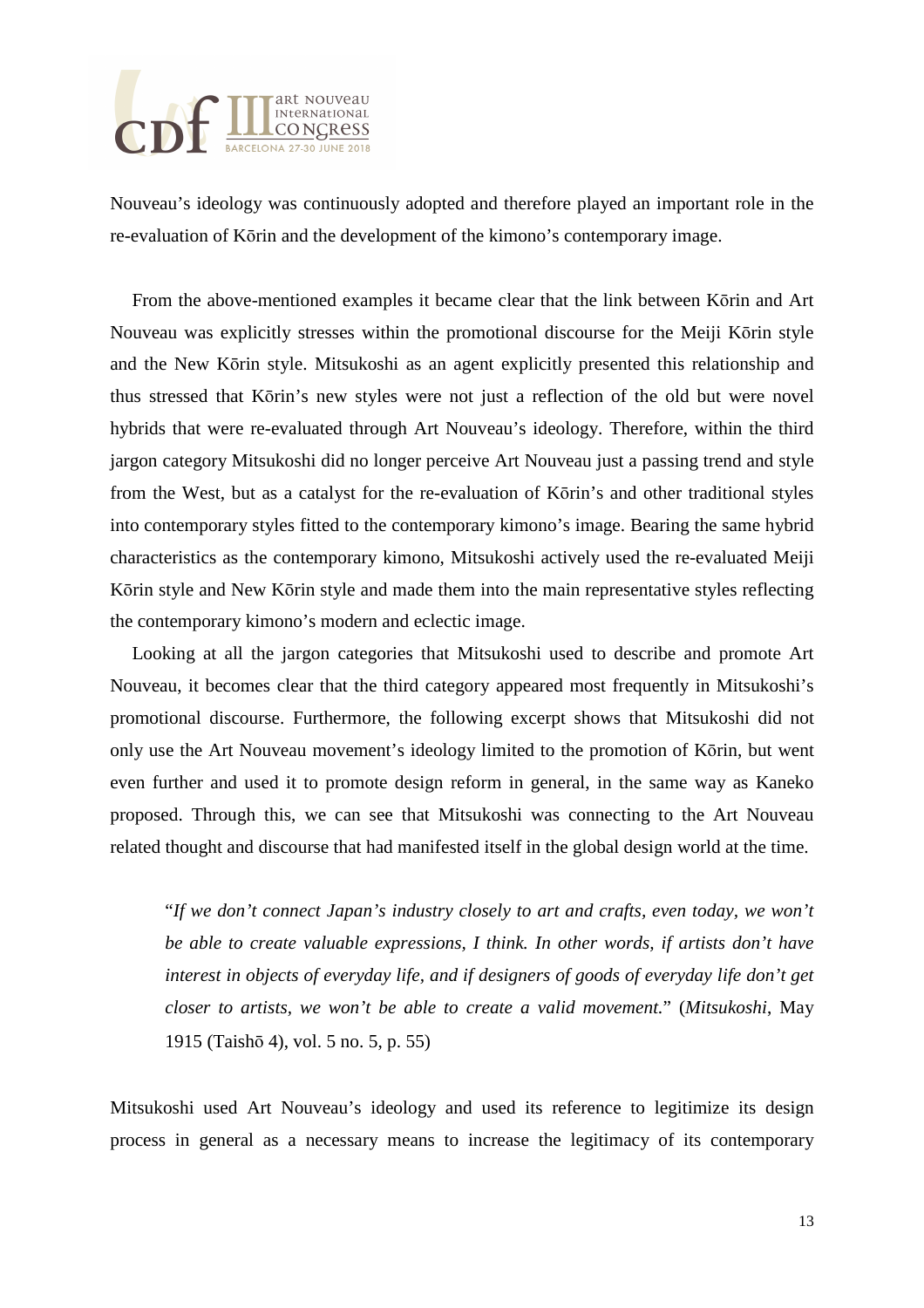Nouveau's ideology was continuously adopted and therefore played an important role in the re-evaluation of Kōrin and the development of the kimono's contemporary image.

From the above-mentioned examples it became clear that the link between Kōrin and Art Nouveau was explicitly stresses within the promotional discourse for the Meiji Kōrin style and the New Kōrin style. Mitsukoshi as an agent explicitly presented this relationship and thus stressed that Kōrin's new styles were not just a reflection of the old but were novel hybrids that were re-evaluated through Art Nouveau's ideology. Therefore, within the third jargon category Mitsukoshi did no longer perceive Art Nouveau just a passing trend and style from the West, but as a catalyst for the re-evaluation of Kōrin's and other traditional styles into contemporary styles fitted to the contemporary kimono's image. Bearing the same hybrid characteristics as the contemporary kimono, Mitsukoshi actively used the re-evaluated Meiji Kōrin style and New Kōrin style and made them into the main representative styles reflecting the contemporary kimono's modern and eclectic image.

Looking at all the jargon categories that Mitsukoshi used to describe and promote Art Nouveau, it becomes clear that the third category appeared most frequently in Mitsukoshi's promotional discourse. Furthermore, the following excerpt shows that Mitsukoshi did not only use the Art Nouveau movement's ideology limited to the promotion of Kōrin, but went even further and used it to promote design reform in general, in the same way as Kaneko proposed. Through this, we can see that Mitsukoshi was connecting to the Art Nouveau related thought and discourse that had manifested itself in the global design world at the time.

> "*If we don't connect Japan's industry closely to art and crafts, even today, we won't be able to create valuable expressions, I think. In other words, if artists don't have interest in objects of everyday life, and if designers of goods of everyday life don't get closer to artists, we won't be able to create a valid movement.*" (*Mitsukoshi*, May 1915 (Taishō 4), vol. 5 no. 5, p. 55)

Mitsukoshi used Art Nouveau's ideology and used its reference to legitimize its design process in general as a necessary means to increase the legitimacy of its contemporary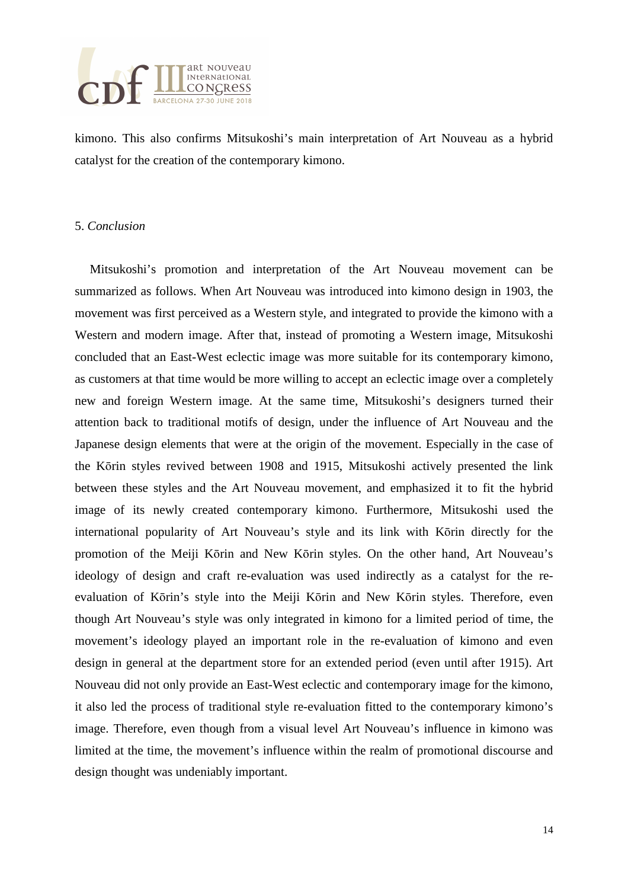kimono. This also confirms Mitsukoshi's main interpretation of Art Nouveau as a hybrid catalyst for the creation of the contemporary kimono.

## 5. *Conclusion*

Mitsukoshi's promotion and interpretation of the Art Nouveau movement can be summarized as follows. When Art Nouveau was introduced into kimono design in 1903, the movement was first perceived as a Western style, and integrated to provide the kimono with a Western and modern image. After that, instead of promoting a Western image, Mitsukoshi concluded that an East-West eclectic image was more suitable for its contemporary kimono, as customers at that time would be more willing to accept an eclectic image over a completely new and foreign Western image. At the same time, Mitsukoshi's designers turned their attention back to traditional motifs of design, under the influence of Art Nouveau and the Japanese design elements that were at the origin of the movement. Especially in the case of the Kōrin styles revived between 1908 and 1915, Mitsukoshi actively presented the link between these styles and the Art Nouveau movement, and emphasized it to fit the hybrid image of its newly created contemporary kimono. Furthermore, Mitsukoshi used the international popularity of Art Nouveau's style and its link with Kōrin directly for the promotion of the Meiji Kōrin and New Kōrin styles. On the other hand, Art Nouveau's ideology of design and craft re-evaluation was used indirectly as a catalyst for the re-evaluation of Kōrin's style into the Meiji Kōrin and New Kōrin styles. Therefore, even though Art Nouveau's style was only integrated in kimono for a limited period of time, the movement's ideology played an important role in the re-evaluation of kimono and even design in general at the department store for an extended period (even until after 1915). Art Nouveau did not only provide an East-West eclectic and contemporary image for the kimono, it also led the process of traditional style re-evaluation fitted to the contemporary kimono's image. Therefore, even though from a visual level Art Nouveau's influence in kimono was limited at the time, the movement's influence within the realm of promotional discourse and design thought was undeniably important.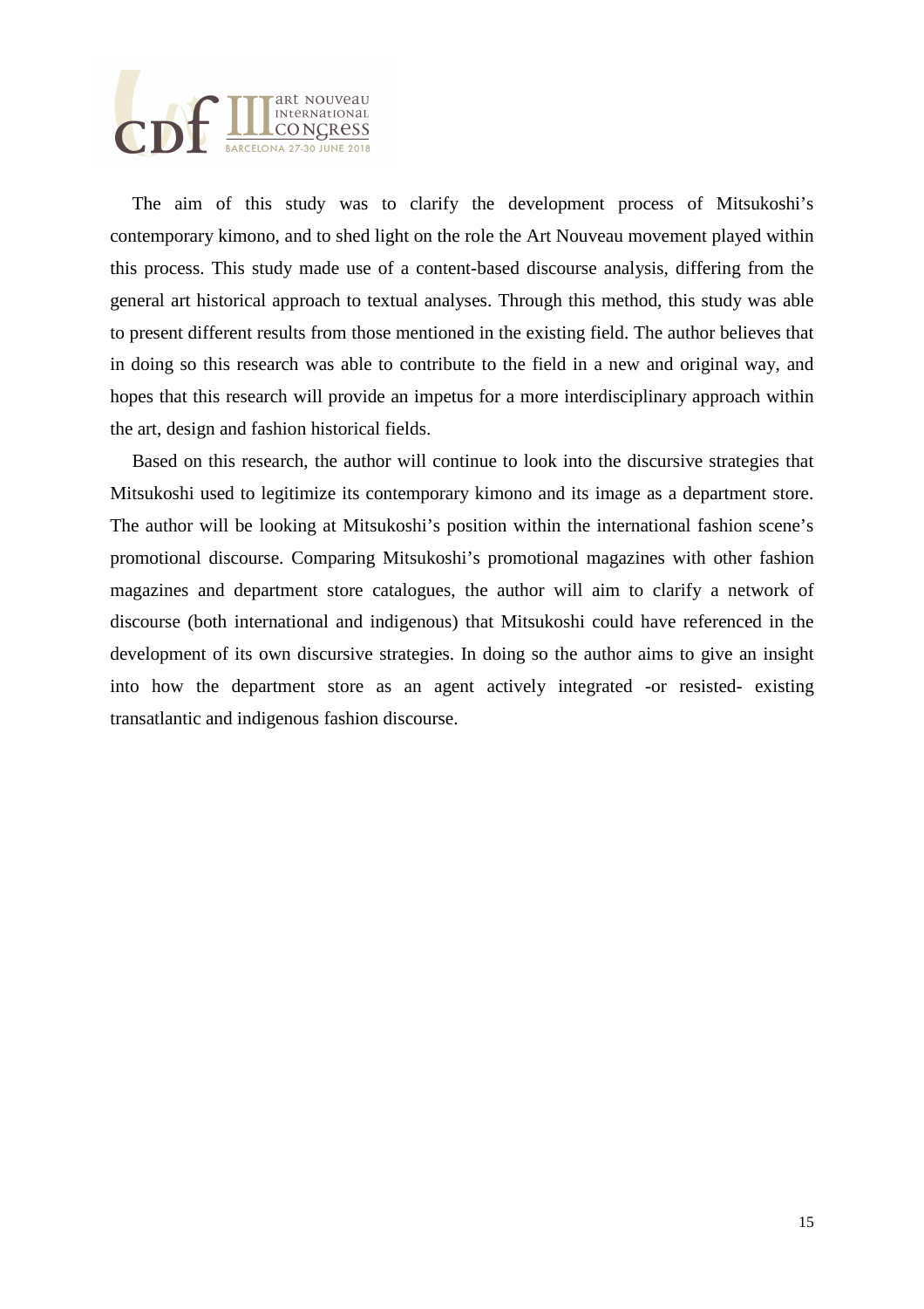The aim of this study was to clarify the development process of Mitsukoshi's contemporary kimono, and to shed light on the role the Art Nouveau movement played within this process. This study made use of a content-based discourse analysis, differing from the general art historical approach to textual analyses. Through this method, this study was able to present different results from those mentioned in the existing field. The author believes that in doing so this research was able to contribute to the field in a new and original way, and hopes that this research will provide an impetus for a more interdisciplinary approach within the art, design and fashion historical fields.

Based on this research, the author will continue to look into the discursive strategies that Mitsukoshi used to legitimize its contemporary kimono and its image as a department store. The author will be looking at Mitsukoshi's position within the international fashion scene's promotional discourse. Comparing Mitsukoshi's promotional magazines with other fashion magazines and department store catalogues, the author will aim to clarify a network of discourse (both international and indigenous) that Mitsukoshi could have referenced in the development of its own discursive strategies. In doing so the author aims to give an insight into how the department store as an agent actively integrated -or resisted- existing transatlantic and indigenous fashion discourse.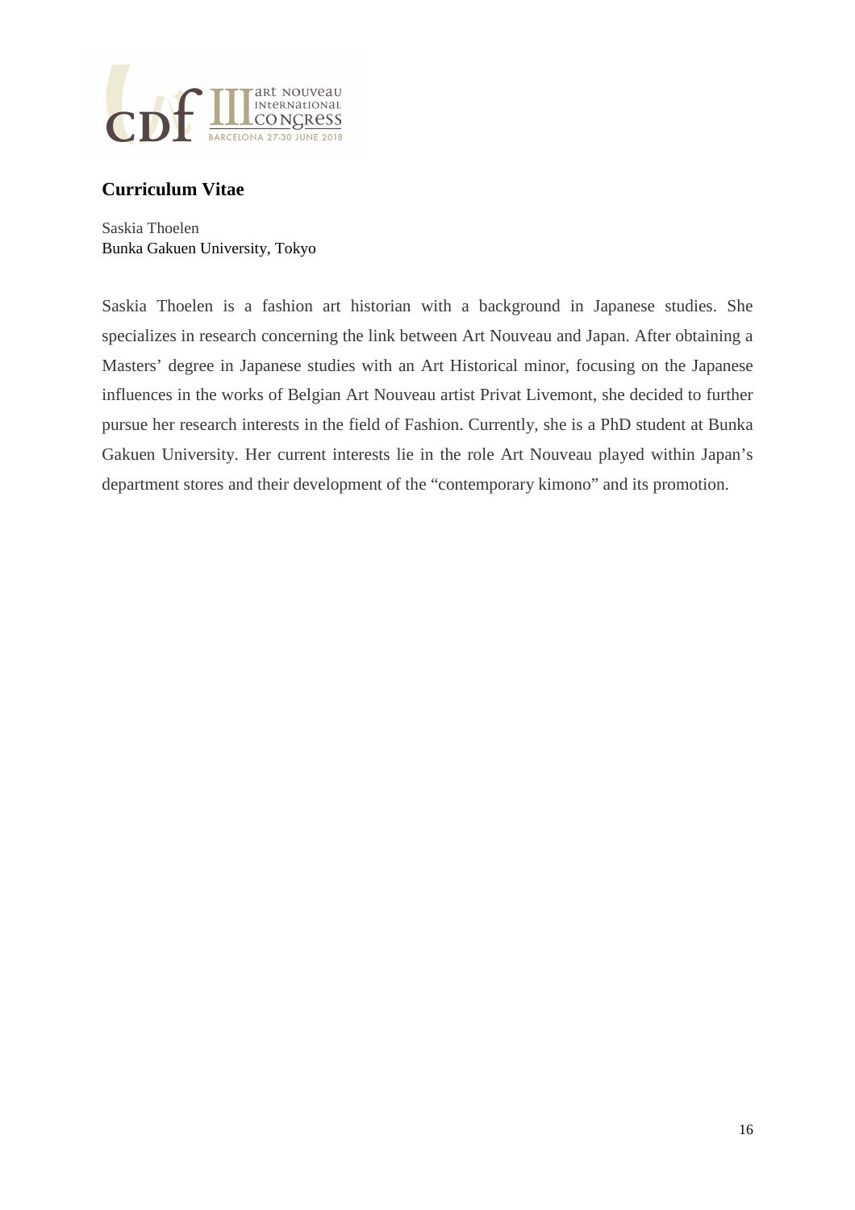## Curriculum Vitae

Saskia Thoelen
Bunka Gakuen University, Tokyo

Saskia Thoelen is a fashion art historian with a background in Japanese studies. She specializes in research concerning the link between Art Nouveau and Japan. After obtaining a Masters' degree in Japanese studies with an Art Historical minor, focusing on the Japanese influences in the works of Belgian Art Nouveau artist Privat Livemont, she decided to further pursue her research interests in the field of Fashion. Currently, she is a PhD student at Bunka Gakuen University. Her current interests lie in the role Art Nouveau played within Japan's department stores and their development of the "contemporary kimono" and its promotion.